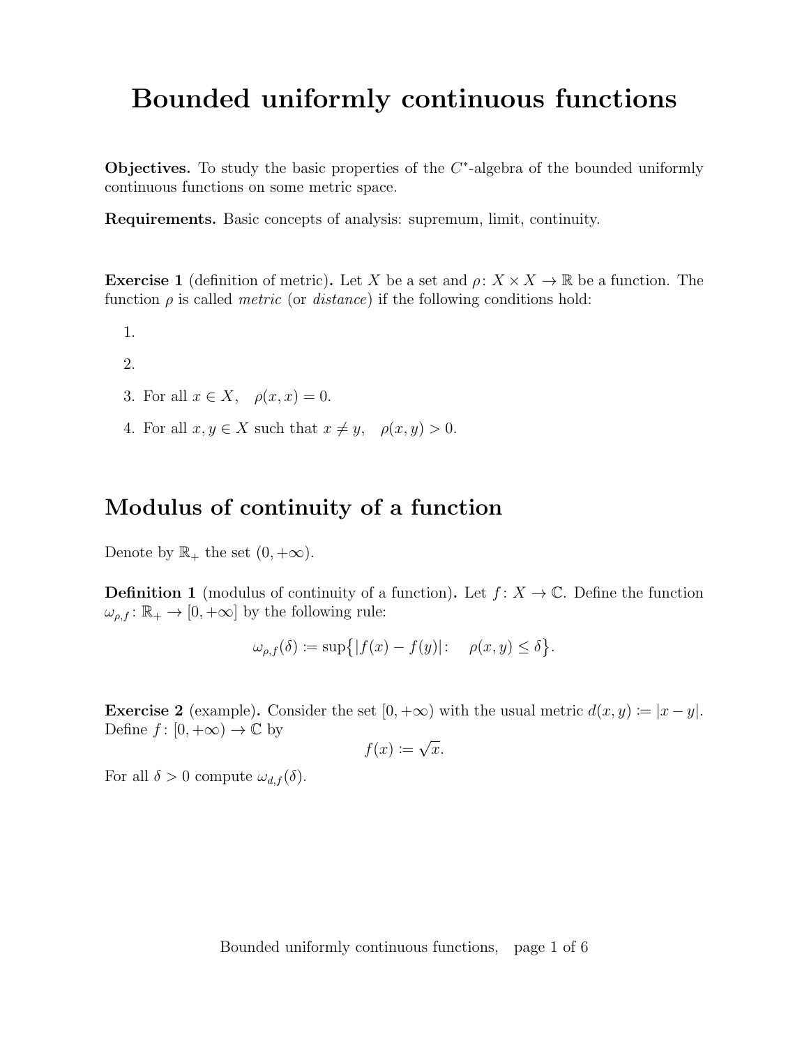# Bounded uniformly continuous functions

**Objectives.** To study the basic properties of the $C^*$-algebra of the bounded uniformly continuous functions on some metric space.

**Requirements.** Basic concepts of analysis: supremum, limit, continuity.

**Exercise 1** (definition of metric)**.** Let $X$ be a set and $\rho\colon X \times X \to \mathbb{R}$ be a function. The function $\rho$ is called *metric* (or *distance*) if the following conditions hold:

1.
2.
3. For all $x \in X$, $\quad \rho(x, x) = 0$.
4. For all $x, y \in X$ such that $x \neq y$, $\quad \rho(x, y) > 0$.

## Modulus of continuity of a function

Denote by $\mathbb{R}_+$ the set $(0, +\infty)$.

**Definition 1** (modulus of continuity of a function)**.** Let $f\colon X \to \mathbb{C}$. Define the function $\omega_{\rho,f}\colon \mathbb{R}_+ \to [0, +\infty]$ by the following rule:

$$\omega_{\rho,f}(\delta) \coloneqq \sup\bigl\{|f(x) - f(y)|\colon \quad \rho(x, y) \leq \delta\bigr\}.$$

**Exercise 2** (example)**.** Consider the set $[0, +\infty)$ with the usual metric $d(x, y) \coloneqq |x - y|$. Define $f\colon [0, +\infty) \to \mathbb{C}$ by

$$f(x) \coloneqq \sqrt{x}.$$

For all $\delta > 0$ compute $\omega_{d,f}(\delta)$.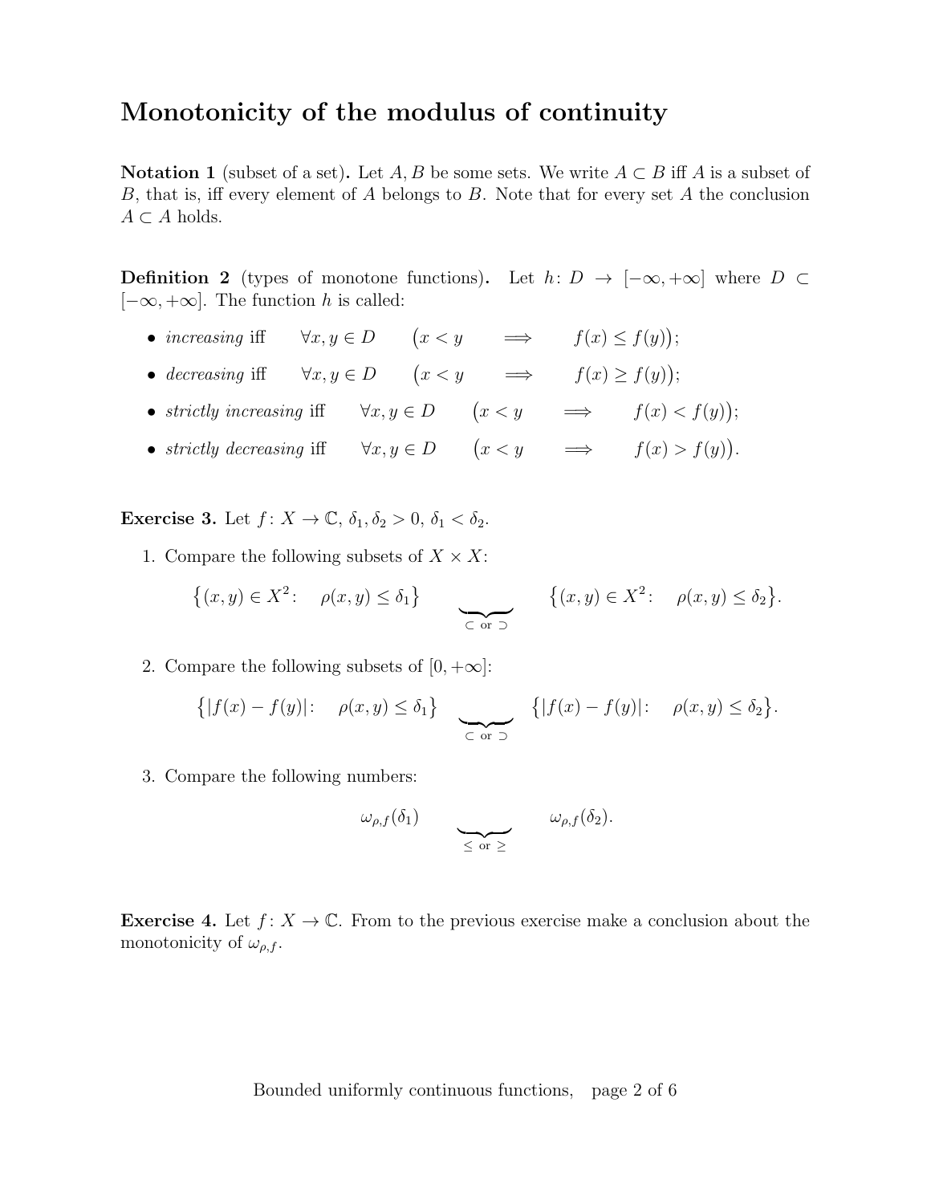# Monotonicity of the modulus of continuity

**Notation 1** (subset of a set)**.** Let $A, B$ be some sets. We write $A \subset B$ iff $A$ is a subset of $B$, that is, iff every element of $A$ belongs to $B$. Note that for every set $A$ the conclusion $A \subset A$ holds.

**Definition 2** (types of monotone functions)**.** Let $h\colon D \to [-\infty, +\infty]$ where $D \subset [-\infty, +\infty]$. The function $h$ is called:

- *increasing* iff $\quad \forall x, y \in D \quad \big(x < y \quad \Longrightarrow \quad f(x) \le f(y)\big);$
- *decreasing* iff $\quad \forall x, y \in D \quad \big(x < y \quad \Longrightarrow \quad f(x) \ge f(y)\big);$
- *strictly increasing* iff $\quad \forall x, y \in D \quad \big(x < y \quad \Longrightarrow \quad f(x) < f(y)\big);$
- *strictly decreasing* iff $\quad \forall x, y \in D \quad \big(x < y \quad \Longrightarrow \quad f(x) > f(y)\big).$

**Exercise 3.** Let $f\colon X \to \mathbb{C}$, $\delta_1, \delta_2 > 0$, $\delta_1 < \delta_2$.

1. Compare the following subsets of $X \times X$:

$$\big\{(x, y) \in X^2 \colon \quad \rho(x, y) \le \delta_1\big\} \qquad \underbrace{\qquad}_{\subset \text{ or } \supset} \qquad \big\{(x, y) \in X^2 \colon \quad \rho(x, y) \le \delta_2\big\}.$$

2. Compare the following subsets of $[0, +\infty]$:

$$\big\{|f(x) - f(y)| \colon \quad \rho(x, y) \le \delta_1\big\} \qquad \underbrace{\qquad}_{\subset \text{ or } \supset} \qquad \big\{|f(x) - f(y)| \colon \quad \rho(x, y) \le \delta_2\big\}.$$

3. Compare the following numbers:

$$\omega_{\rho,f}(\delta_1) \qquad \underbrace{\qquad}_{\le \text{ or } \ge} \qquad \omega_{\rho,f}(\delta_2).$$

**Exercise 4.** Let $f\colon X \to \mathbb{C}$. From to the previous exercise make a conclusion about the monotonicity of $\omega_{\rho,f}$.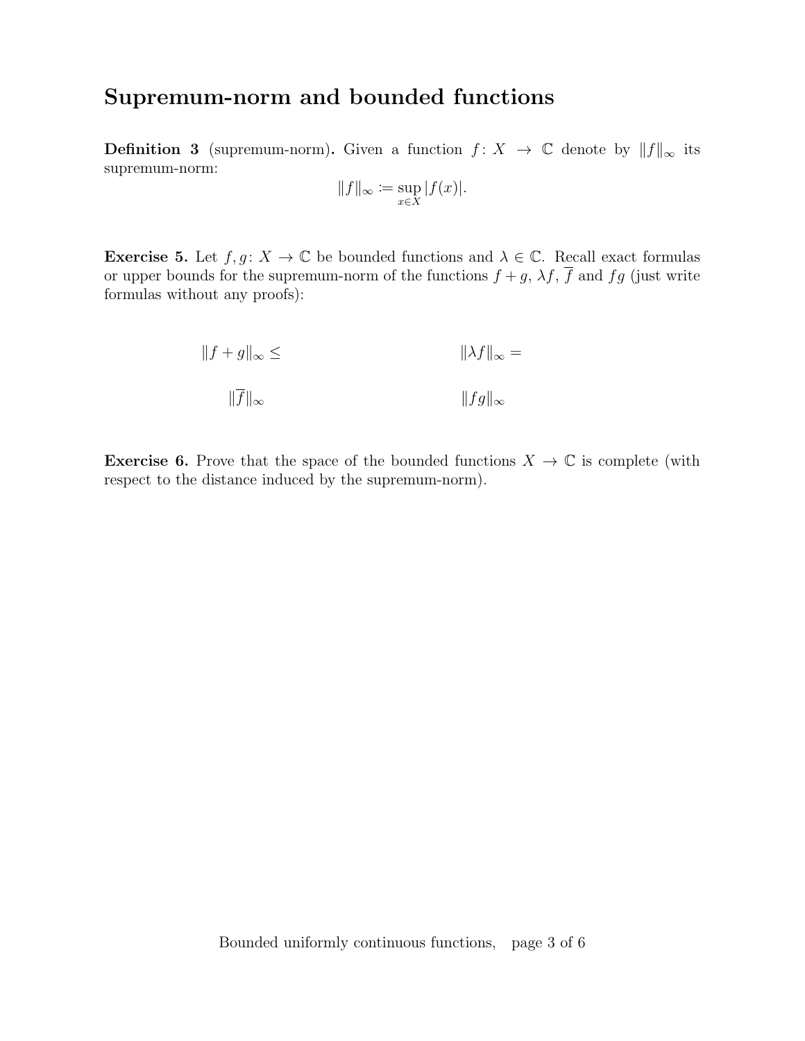## Supremum-norm and bounded functions

**Definition 3** (supremum-norm)**.** Given a function $f\colon X \to \mathbb{C}$ denote by $\|f\|_\infty$ its supremum-norm:

$$\|f\|_\infty := \sup_{x \in X} |f(x)|.$$

**Exercise 5.** Let $f, g\colon X \to \mathbb{C}$ be bounded functions and $\lambda \in \mathbb{C}$. Recall exact formulas or upper bounds for the supremum-norm of the functions $f+g$, $\lambda f$, $\overline{f}$ and $fg$ (just write formulas without any proofs):

$\|f+g\|_\infty \leq$ $\qquad\qquad\qquad$ $\|\lambda f\|_\infty =$

$\|\overline{f}\|_\infty$ $\qquad\qquad\qquad$ $\|fg\|_\infty$

**Exercise 6.** Prove that the space of the bounded functions $X \to \mathbb{C}$ is complete (with respect to the distance induced by the supremum-norm).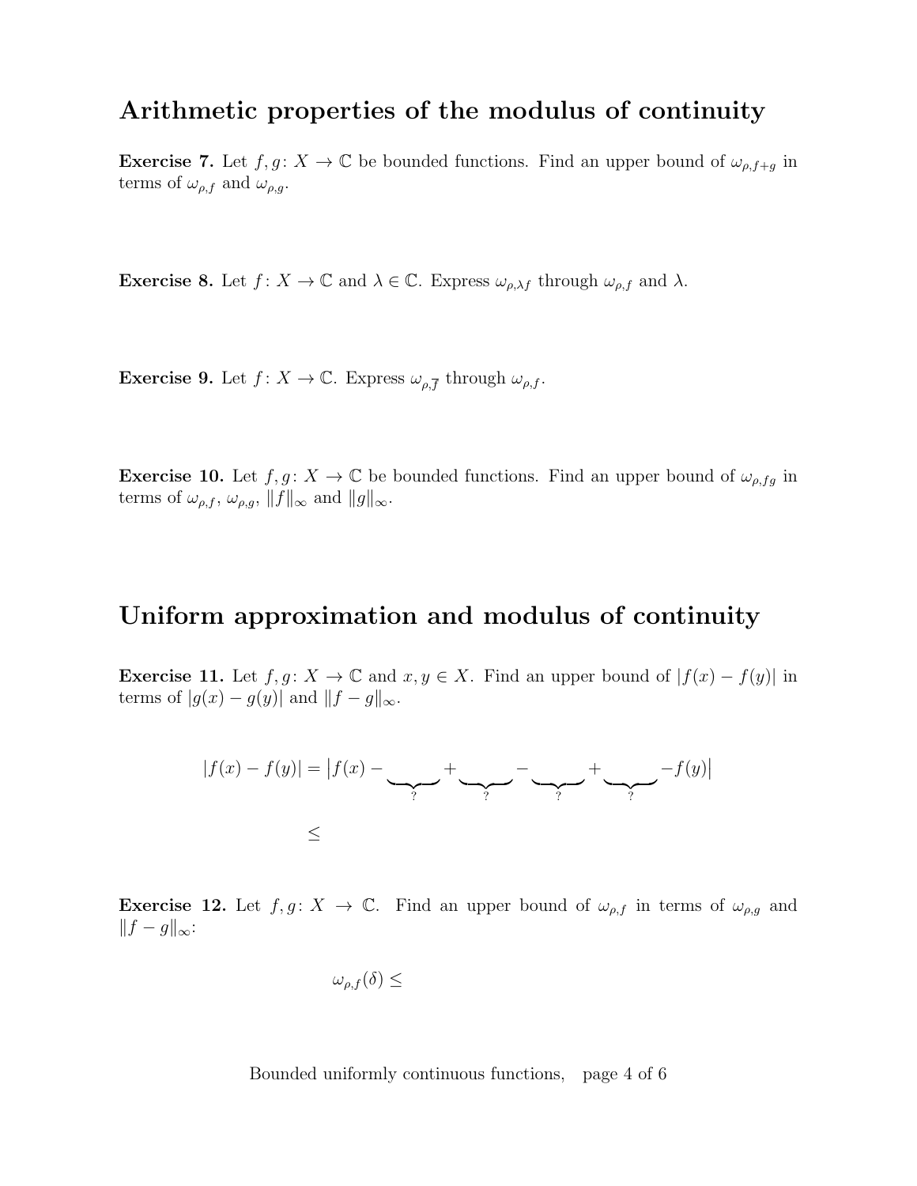## Arithmetic properties of the modulus of continuity

**Exercise 7.** Let $f, g\colon X \to \mathbb{C}$ be bounded functions. Find an upper bound of $\omega_{\rho,f+g}$ in terms of $\omega_{\rho,f}$ and $\omega_{\rho,g}$.

**Exercise 8.** Let $f\colon X \to \mathbb{C}$ and $\lambda \in \mathbb{C}$. Express $\omega_{\rho,\lambda f}$ through $\omega_{\rho,f}$ and $\lambda$.

**Exercise 9.** Let $f\colon X \to \mathbb{C}$. Express $\omega_{\rho,\overline{f}}$ through $\omega_{\rho,f}$.

**Exercise 10.** Let $f, g\colon X \to \mathbb{C}$ be bounded functions. Find an upper bound of $\omega_{\rho,fg}$ in terms of $\omega_{\rho,f}$, $\omega_{\rho,g}$, $\|f\|_\infty$ and $\|g\|_\infty$.

## Uniform approximation and modulus of continuity

**Exercise 11.** Let $f, g\colon X \to \mathbb{C}$ and $x, y \in X$. Find an upper bound of $|f(x) - f(y)|$ in terms of $|g(x) - g(y)|$ and $\|f - g\|_\infty$.

$$|f(x) - f(y)| = \big|f(x) - \underbrace{\qquad}_{?} + \underbrace{\qquad}_{?} - \underbrace{\qquad}_{?} + \underbrace{\qquad}_{?} - f(y)\big|$$

$$\leq$$

**Exercise 12.** Let $f, g\colon X \to \mathbb{C}$. Find an upper bound of $\omega_{\rho,f}$ in terms of $\omega_{\rho,g}$ and $\|f - g\|_\infty$:

$$\omega_{\rho,f}(\delta) \leq$$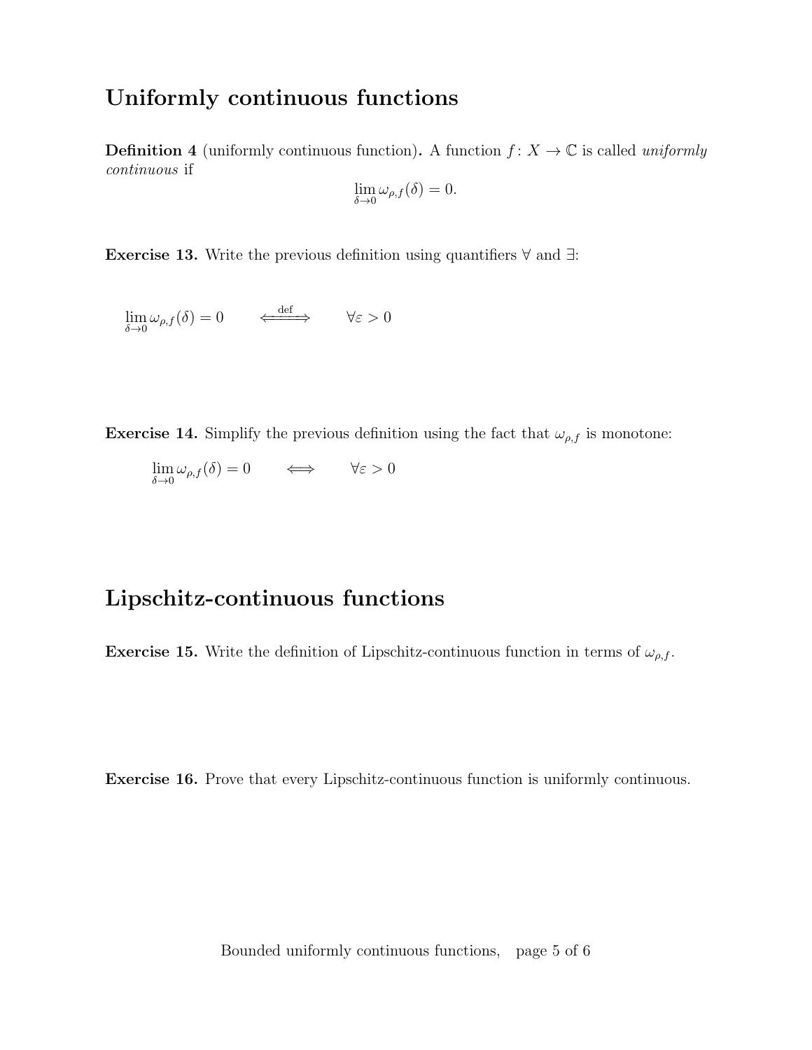## Uniformly continuous functions

**Definition 4** (uniformly continuous function)**.** A function $f\colon X \to \mathbb{C}$ is called *uniformly continuous* if

$$\lim_{\delta\to 0} \omega_{\rho,f}(\delta) = 0.$$

**Exercise 13.** Write the previous definition using quantifiers $\forall$ and $\exists$:

$$\lim_{\delta\to 0} \omega_{\rho,f}(\delta) = 0 \qquad \overset{\text{def}}{\Longleftrightarrow} \qquad \forall \varepsilon > 0$$

**Exercise 14.** Simplify the previous definition using the fact that $\omega_{\rho,f}$ is monotone:

$$\lim_{\delta\to 0} \omega_{\rho,f}(\delta) = 0 \qquad \Longleftrightarrow \qquad \forall \varepsilon > 0$$

## Lipschitz-continuous functions

**Exercise 15.** Write the definition of Lipschitz-continuous function in terms of $\omega_{\rho,f}$.

**Exercise 16.** Prove that every Lipschitz-continuous function is uniformly continuous.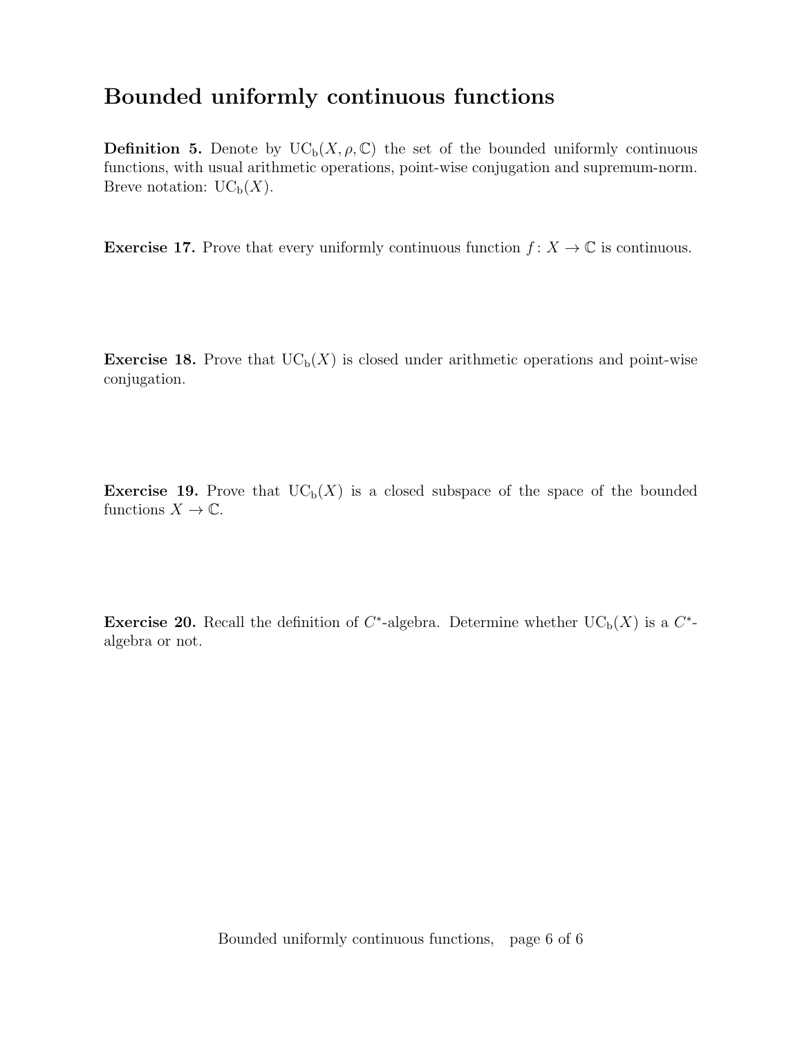# Bounded uniformly continuous functions

**Definition 5.** Denote by $\mathrm{UC_b}(X, \rho, \mathbb{C})$ the set of the bounded uniformly continuous functions, with usual arithmetic operations, point-wise conjugation and supremum-norm. Breve notation: $\mathrm{UC_b}(X)$.

**Exercise 17.** Prove that every uniformly continuous function $f \colon X \to \mathbb{C}$ is continuous.

**Exercise 18.** Prove that $\mathrm{UC_b}(X)$ is closed under arithmetic operations and point-wise conjugation.

**Exercise 19.** Prove that $\mathrm{UC_b}(X)$ is a closed subspace of the space of the bounded functions $X \to \mathbb{C}$.

**Exercise 20.** Recall the definition of $C^*$-algebra. Determine whether $\mathrm{UC_b}(X)$ is a $C^*$-algebra or not.